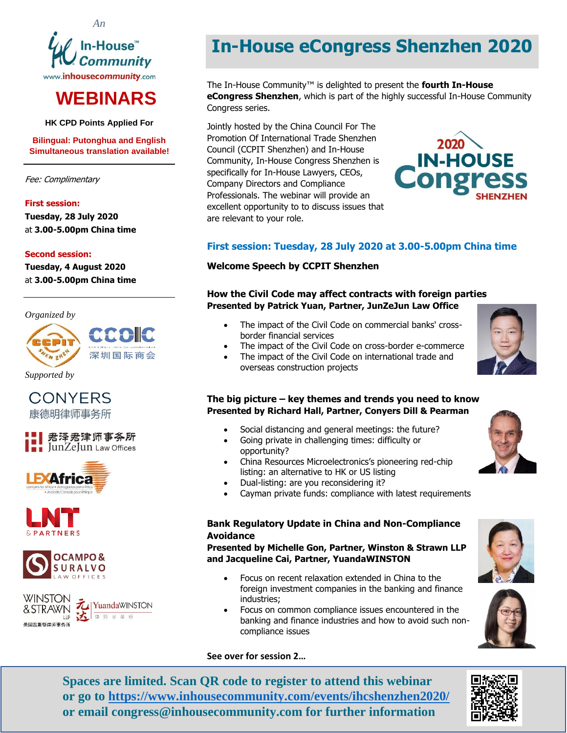An

In-House™ Community

www.inhousecommunity.com

# WEBINARS

**HK CPD Points Applied For**

**Bilingual: Putonghua and English**
**Simultaneous translation available!**

*Fee: Complimentary*

**First session:**
**Tuesday, 28 July 2020**
at **3.00-5.00pm China time**

**Second session:**
**Tuesday, 4 August 2020**
at **3.00-5.00pm China time**

*Organized by*

CCPIT SHEN ZHEN

CCOIC 深圳国际商会

*Supported by*

CONYERS 康德明律师事务所

君泽君律师事务所 JunZeJun Law Offices

LEXAfrica

LNT & PARTNERS

OCAMPO & SURALVO LAW OFFICES

WINSTON & STRAWN LLP 美国温斯顿律师事务所

YuandaWINSTON 元达律师事务所

# In-House eCongress Shenzhen 2020

The In-House Community™ is delighted to present the **fourth In-House eCongress Shenzhen**, which is part of the highly successful In-House Community Congress series.

Jointly hosted by the China Council For The Promotion Of International Trade Shenzhen Council (CCPIT Shenzhen) and In-House Community, In-House Congress Shenzhen is specifically for In-House Lawyers, CEOs, Company Directors and Compliance Professionals. The webinar will provide an excellent opportunity to to discuss issues that are relevant to your role.

2020 IN-HOUSE Congress SHENZHEN

## First session: Tuesday, 28 July 2020 at 3.00-5.00pm China time

**Welcome Speech by CCPIT Shenzhen**

**How the Civil Code may affect contracts with foreign parties**
**Presented by Patrick Yuan, Partner, JunZeJun Law Office**

- The impact of the Civil Code on commercial banks' cross-border financial services
- The impact of the Civil Code on cross-border e-commerce
- The impact of the Civil Code on international trade and overseas construction projects

**The big picture – key themes and trends you need to know**
**Presented by Richard Hall, Partner, Conyers Dill & Pearman**

- Social distancing and general meetings: the future?
- Going private in challenging times: difficulty or opportunity?
- China Resources Microelectronics's pioneering red-chip listing: an alternative to HK or US listing
- Dual-listing: are you reconsidering it?
- Cayman private funds: compliance with latest requirements

**Bank Regulatory Update in China and Non-Compliance Avoidance**
**Presented by Michelle Gon, Partner, Winston & Strawn LLP and Jacqueline Cai, Partner, YuandaWINSTON**

- Focus on recent relaxation extended in China to the foreign investment companies in the banking and finance industries;
- Focus on common compliance issues encountered in the banking and finance industries and how to avoid such non-compliance issues

**See over for session 2…**

**Spaces are limited. Scan QR code to register to attend this webinar or go to https://www.inhousecommunity.com/events/ihcshenzhen2020/ or email congress@inhousecommunity.com for further information**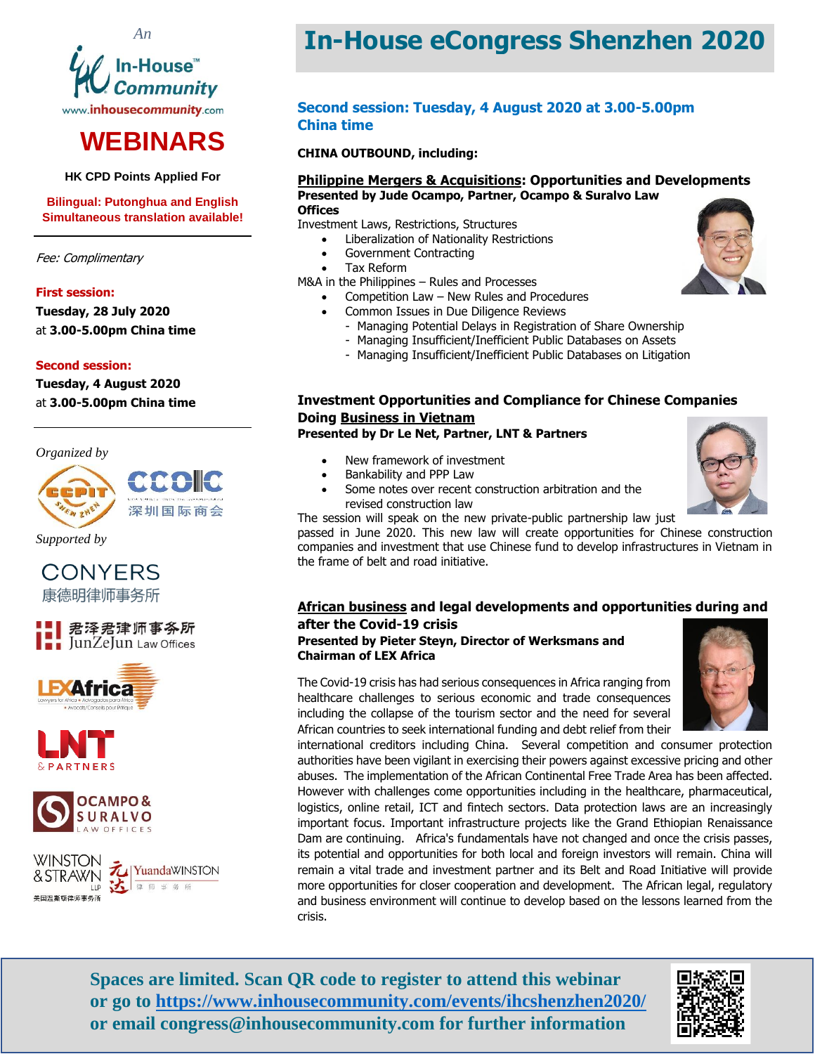An

In-House™ Community

www.inhousecommunity.com

# WEBINARS

**HK CPD Points Applied For**

**Bilingual: Putonghua and English**
**Simultaneous translation available!**

*Fee: Complimentary*

**First session:**
**Tuesday, 28 July 2020**
at **3.00-5.00pm China time**

**Second session:**
**Tuesday, 4 August 2020**
at **3.00-5.00pm China time**

*Organized by*

CCPIT SHENZHEN

CCOIC 深圳国际商会

*Supported by*

CONYERS 康德明律师事务所

君泽君律师事务所 JunZeJun Law Offices

LEX Africa

LNT & PARTNERS

OCAMPO & SURALVO LAW OFFICES

WINSTON & STRAWN LLP 美国温斯顿律师事务所

YuandaWINSTON 元达律师事务所

# In-House eCongress Shenzhen 2020

## Second session: Tuesday, 4 August 2020 at 3.00-5.00pm China time

**CHINA OUTBOUND, including:**

### Philippine Mergers & Acquisitions: Opportunities and Developments

**Presented by Jude Ocampo, Partner, Ocampo & Suralvo Law Offices**

Investment Laws, Restrictions, Structures

- Liberalization of Nationality Restrictions
- Government Contracting
- Tax Reform

M&A in the Philippines – Rules and Processes

- Competition Law – New Rules and Procedures
- Common Issues in Due Diligence Reviews
  - Managing Potential Delays in Registration of Share Ownership
  - Managing Insufficient/Inefficient Public Databases on Assets
  - Managing Insufficient/Inefficient Public Databases on Litigation

### Investment Opportunities and Compliance for Chinese Companies Doing Business in Vietnam

**Presented by Dr Le Net, Partner, LNT & Partners**

- New framework of investment
- Bankability and PPP Law
- Some notes over recent construction arbitration and the revised construction law

The session will speak on the new private-public partnership law just passed in June 2020. This new law will create opportunities for Chinese construction companies and investment that use Chinese fund to develop infrastructures in Vietnam in the frame of belt and road initiative.

### African business and legal developments and opportunities during and after the Covid-19 crisis

**Presented by Pieter Steyn, Director of Werksmans and Chairman of LEX Africa**

The Covid-19 crisis has had serious consequences in Africa ranging from healthcare challenges to serious economic and trade consequences including the collapse of the tourism sector and the need for several African countries to seek international funding and debt relief from their international creditors including China. Several competition and consumer protection authorities have been vigilant in exercising their powers against excessive pricing and other abuses. The implementation of the African Continental Free Trade Area has been affected. However with challenges come opportunities including in the healthcare, pharmaceutical, logistics, online retail, ICT and fintech sectors. Data protection laws are an increasingly important focus. Important infrastructure projects like the Grand Ethiopian Renaissance Dam are continuing. Africa's fundamentals have not changed and once the crisis passes, its potential and opportunities for both local and foreign investors will remain. China will remain a vital trade and investment partner and its Belt and Road Initiative will provide more opportunities for closer cooperation and development. The African legal, regulatory and business environment will continue to develop based on the lessons learned from the crisis.

**Spaces are limited. Scan QR code to register to attend this webinar or go to https://www.inhousecommunity.com/events/ihcshenzhen2020/ or email congress@inhousecommunity.com for further information**